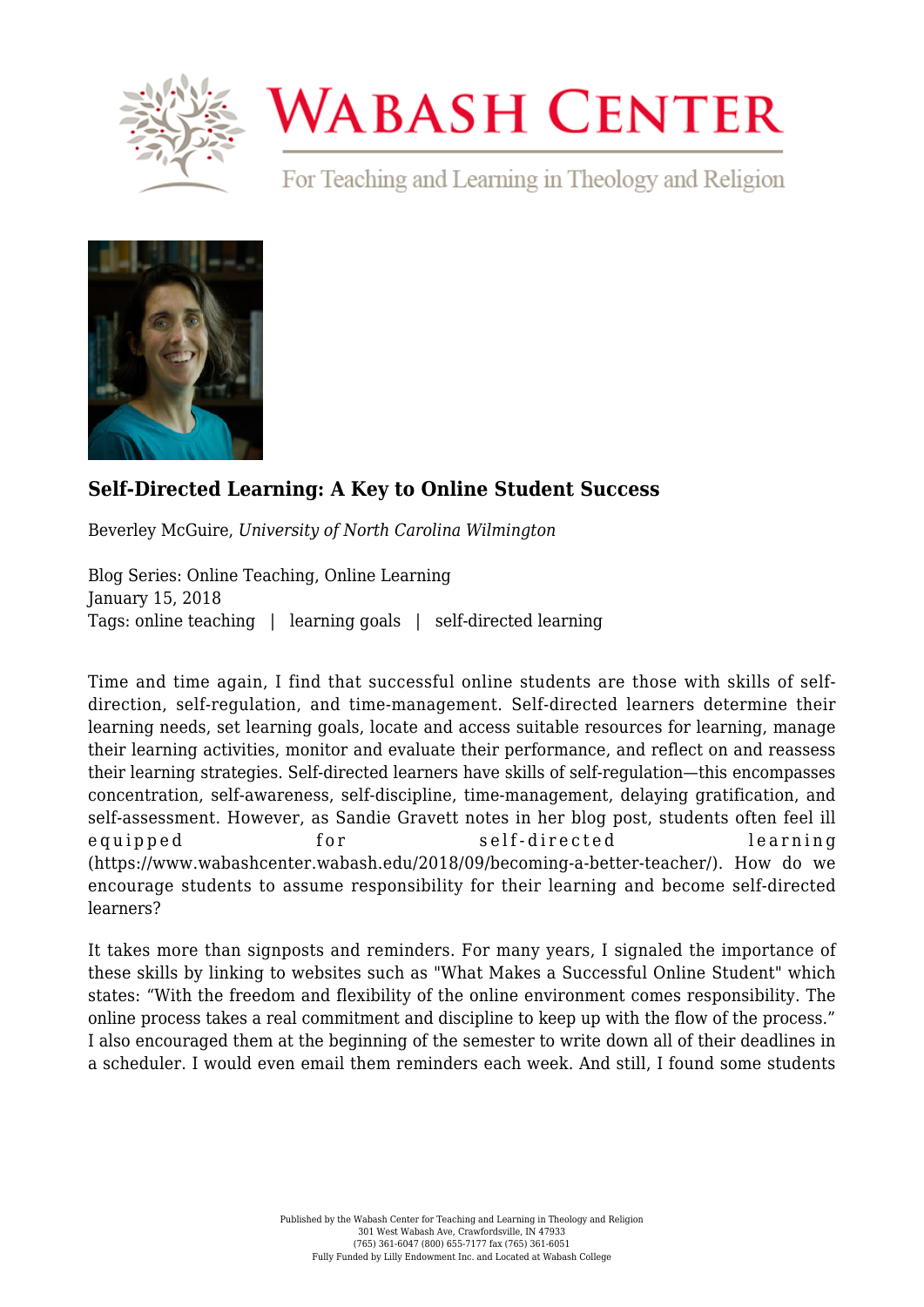# Wabash Center

For Teaching and Learning in Theology and Religion

## Self-Directed Learning: A Key to Online Student Success

Beverley McGuire, *University of North Carolina Wilmington*

Blog Series: Online Teaching, Online Learning
January 15, 2018
Tags: online teaching | learning goals | self-directed learning

Time and time again, I find that successful online students are those with skills of self-direction, self-regulation, and time-management. Self-directed learners determine their learning needs, set learning goals, locate and access suitable resources for learning, manage their learning activities, monitor and evaluate their performance, and reflect on and reassess their learning strategies. Self-directed learners have skills of self-regulation—this encompasses concentration, self-awareness, self-discipline, time-management, delaying gratification, and self-assessment. However, as Sandie Gravett notes in her blog post, students often feel ill equipped for self-directed learning (https://www.wabashcenter.wabash.edu/2018/09/becoming-a-better-teacher/). How do we encourage students to assume responsibility for their learning and become self-directed learners?

It takes more than signposts and reminders. For many years, I signaled the importance of these skills by linking to websites such as "What Makes a Successful Online Student" which states: "With the freedom and flexibility of the online environment comes responsibility. The online process takes a real commitment and discipline to keep up with the flow of the process." I also encouraged them at the beginning of the semester to write down all of their deadlines in a scheduler. I would even email them reminders each week. And still, I found some students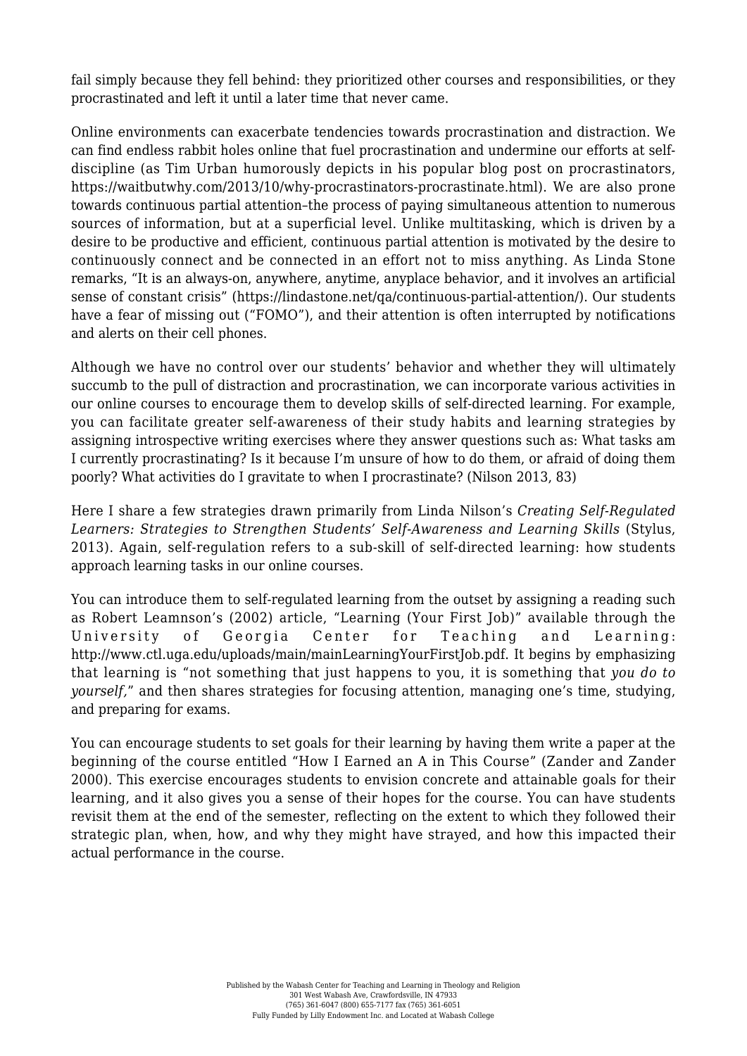fail simply because they fell behind: they prioritized other courses and responsibilities, or they procrastinated and left it until a later time that never came.

Online environments can exacerbate tendencies towards procrastination and distraction. We can find endless rabbit holes online that fuel procrastination and undermine our efforts at self-discipline (as Tim Urban humorously depicts in his popular blog post on procrastinators, https://waitbutwhy.com/2013/10/why-procrastinators-procrastinate.html). We are also prone towards continuous partial attention–the process of paying simultaneous attention to numerous sources of information, but at a superficial level. Unlike multitasking, which is driven by a desire to be productive and efficient, continuous partial attention is motivated by the desire to continuously connect and be connected in an effort not to miss anything. As Linda Stone remarks, "It is an always-on, anywhere, anytime, anyplace behavior, and it involves an artificial sense of constant crisis" (https://lindastone.net/qa/continuous-partial-attention/). Our students have a fear of missing out ("FOMO"), and their attention is often interrupted by notifications and alerts on their cell phones.

Although we have no control over our students' behavior and whether they will ultimately succumb to the pull of distraction and procrastination, we can incorporate various activities in our online courses to encourage them to develop skills of self-directed learning. For example, you can facilitate greater self-awareness of their study habits and learning strategies by assigning introspective writing exercises where they answer questions such as: What tasks am I currently procrastinating? Is it because I'm unsure of how to do them, or afraid of doing them poorly? What activities do I gravitate to when I procrastinate? (Nilson 2013, 83)

Here I share a few strategies drawn primarily from Linda Nilson's *Creating Self-Regulated Learners: Strategies to Strengthen Students' Self-Awareness and Learning Skills* (Stylus, 2013). Again, self-regulation refers to a sub-skill of self-directed learning: how students approach learning tasks in our online courses.

You can introduce them to self-regulated learning from the outset by assigning a reading such as Robert Leamnson's (2002) article, "Learning (Your First Job)" available through the University of Georgia Center for Teaching and Learning: http://www.ctl.uga.edu/uploads/main/mainLearningYourFirstJob.pdf. It begins by emphasizing that learning is "not something that just happens to you, it is something that *you do to yourself*," and then shares strategies for focusing attention, managing one's time, studying, and preparing for exams.

You can encourage students to set goals for their learning by having them write a paper at the beginning of the course entitled "How I Earned an A in This Course" (Zander and Zander 2000). This exercise encourages students to envision concrete and attainable goals for their learning, and it also gives you a sense of their hopes for the course. You can have students revisit them at the end of the semester, reflecting on the extent to which they followed their strategic plan, when, how, and why they might have strayed, and how this impacted their actual performance in the course.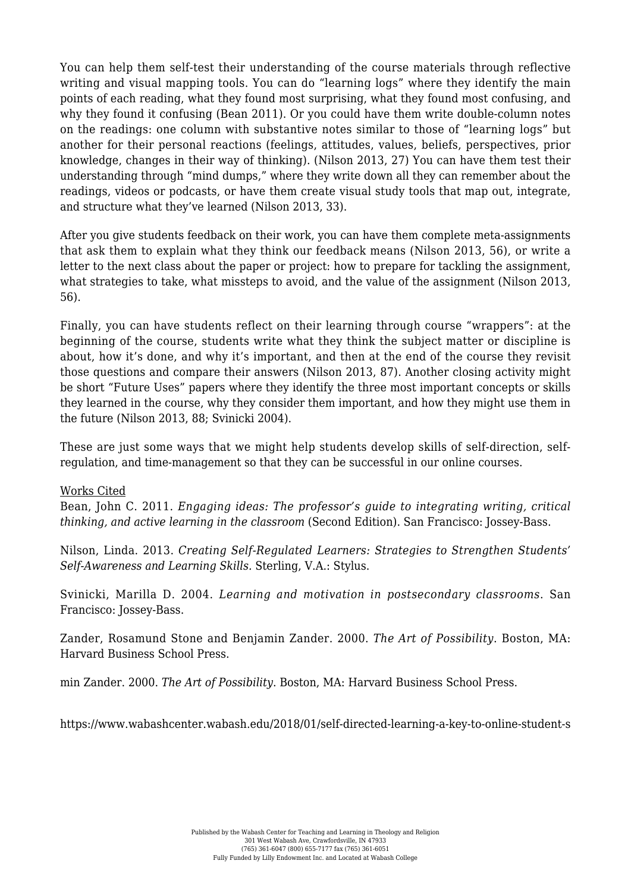You can help them self-test their understanding of the course materials through reflective writing and visual mapping tools. You can do "learning logs" where they identify the main points of each reading, what they found most surprising, what they found most confusing, and why they found it confusing (Bean 2011). Or you could have them write double-column notes on the readings: one column with substantive notes similar to those of "learning logs" but another for their personal reactions (feelings, attitudes, values, beliefs, perspectives, prior knowledge, changes in their way of thinking). (Nilson 2013, 27) You can have them test their understanding through "mind dumps," where they write down all they can remember about the readings, videos or podcasts, or have them create visual study tools that map out, integrate, and structure what they've learned (Nilson 2013, 33).

After you give students feedback on their work, you can have them complete meta-assignments that ask them to explain what they think our feedback means (Nilson 2013, 56), or write a letter to the next class about the paper or project: how to prepare for tackling the assignment, what strategies to take, what missteps to avoid, and the value of the assignment (Nilson 2013, 56).

Finally, you can have students reflect on their learning through course "wrappers": at the beginning of the course, students write what they think the subject matter or discipline is about, how it's done, and why it's important, and then at the end of the course they revisit those questions and compare their answers (Nilson 2013, 87). Another closing activity might be short "Future Uses" papers where they identify the three most important concepts or skills they learned in the course, why they consider them important, and how they might use them in the future (Nilson 2013, 88; Svinicki 2004).

These are just some ways that we might help students develop skills of self-direction, self-regulation, and time-management so that they can be successful in our online courses.

Works Cited

Bean, John C. 2011. *Engaging ideas: The professor's guide to integrating writing, critical thinking, and active learning in the classroom* (Second Edition). San Francisco: Jossey-Bass.

Nilson, Linda. 2013. *Creating Self-Regulated Learners: Strategies to Strengthen Students' Self-Awareness and Learning Skills.* Sterling, V.A.: Stylus.

Svinicki, Marilla D. 2004. *Learning and motivation in postsecondary classrooms*. San Francisco: Jossey-Bass.

Zander, Rosamund Stone and Benjamin Zander. 2000. *The Art of Possibility*. Boston, MA: Harvard Business School Press.

min Zander. 2000. *The Art of Possibility*. Boston, MA: Harvard Business School Press.

https://www.wabashcenter.wabash.edu/2018/01/self-directed-learning-a-key-to-online-student-s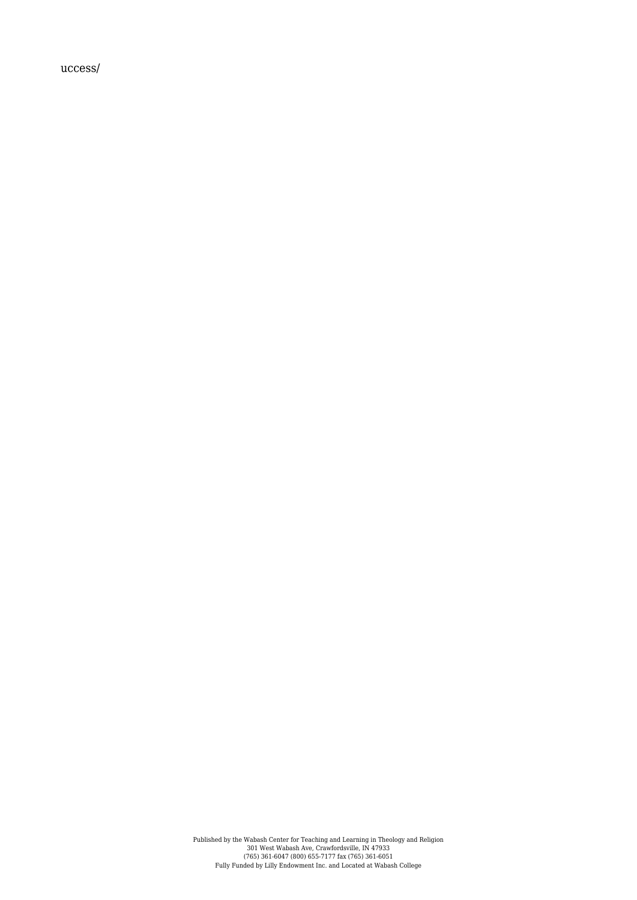uccess/